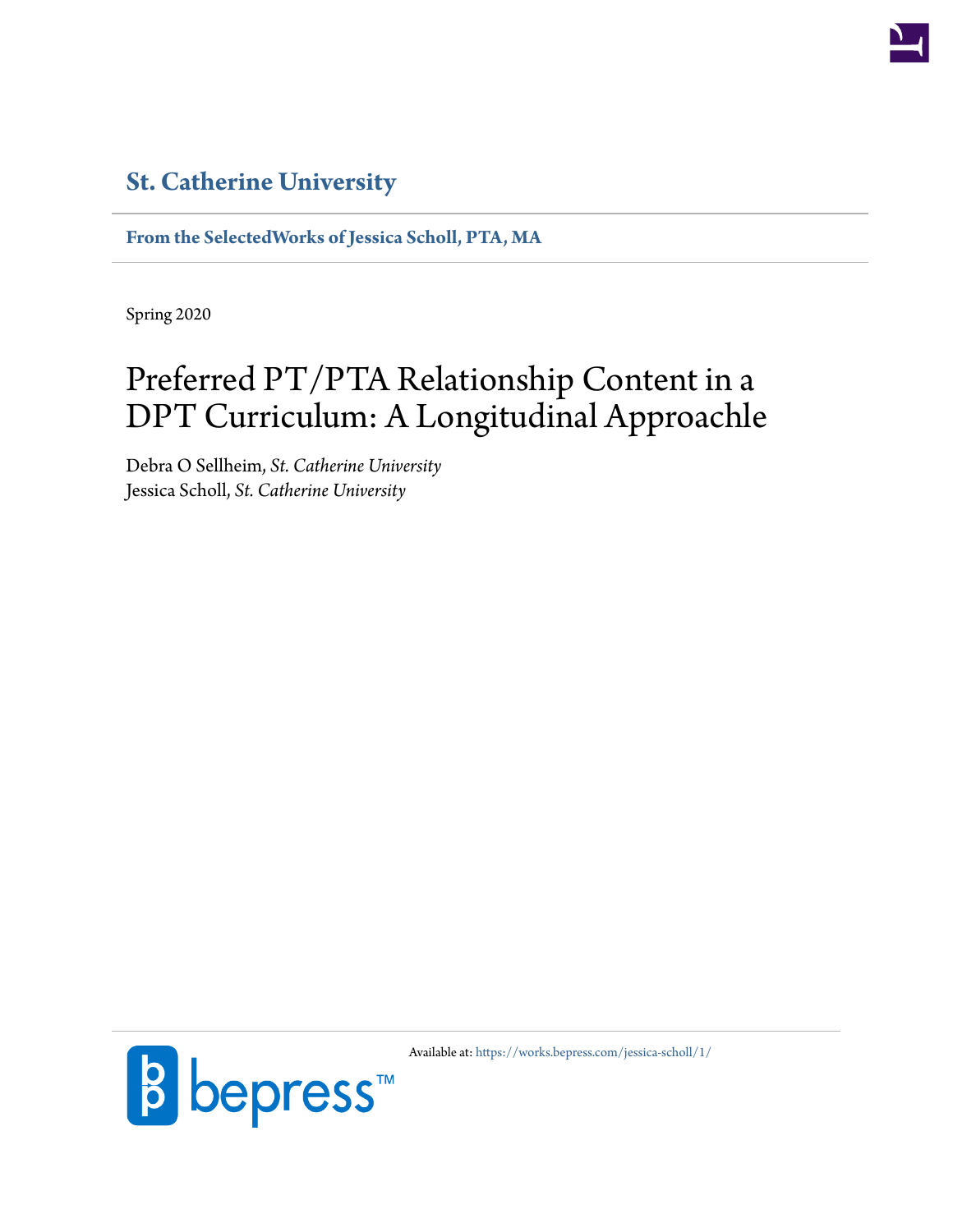**St. Catherine University**

**From the SelectedWorks of Jessica Scholl, PTA, MA**

Spring 2020

# Preferred PT/PTA Relationship Content in a DPT Curriculum: A Longitudinal Approachle

Debra O Sellheim, *St. Catherine University*
Jessica Scholl, *St. Catherine University*

Available at: https://works.bepress.com/jessica-scholl/1/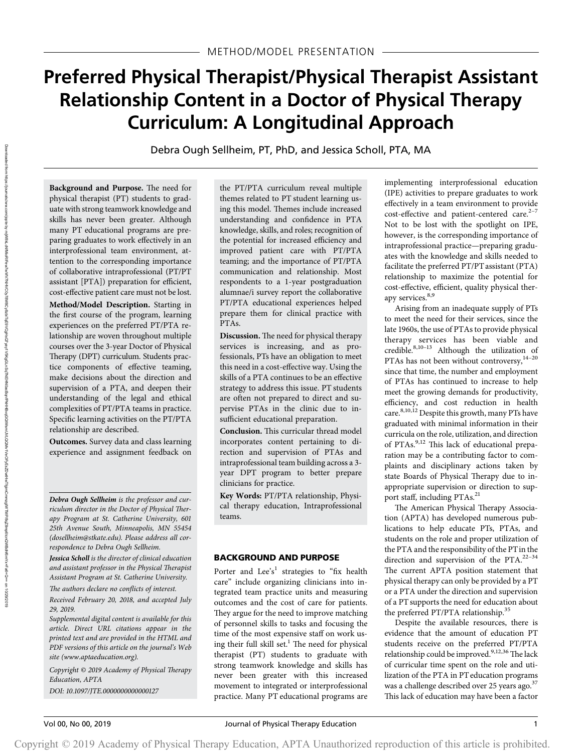METHOD/MODEL PRESENTATION

# Preferred Physical Therapist/Physical Therapist Assistant Relationship Content in a Doctor of Physical Therapy Curriculum: A Longitudinal Approach

Debra Ough Sellheim, PT, PhD, and Jessica Scholl, PTA, MA

**Background and Purpose.** The need for physical therapist (PT) students to graduate with strong teamwork knowledge and skills has never been greater. Although many PT educational programs are preparing graduates to work effectively in an interprofessional team environment, attention to the corresponding importance of collaborative intraprofessional (PT/PT assistant [PTA]) preparation for efficient, cost-effective patient care must not be lost.

**Method/Model Description.** Starting in the first course of the program, learning experiences on the preferred PT/PTA relationship are woven throughout multiple courses over the 3-year Doctor of Physical Therapy (DPT) curriculum. Students practice components of effective teaming, make decisions about the direction and supervision of a PTA, and deepen their understanding of the legal and ethical complexities of PT/PTA teams in practice. Specific learning activities on the PT/PTA relationship are described.

**Outcomes.** Survey data and class learning experience and assignment feedback on the PT/PTA curriculum reveal multiple themes related to PT student learning using this model. Themes include increased understanding and confidence in PTA knowledge, skills, and roles; recognition of the potential for increased efficiency and improved patient care with PT/PTA teaming; and the importance of PT/PTA communication and relationship. Most respondents to a 1-year postgraduation alumnae/i survey report the collaborative PT/PTA educational experiences helped prepare them for clinical practice with PTAs.

**Discussion.** The need for physical therapy services is increasing, and as professionals, PTs have an obligation to meet this need in a cost-effective way. Using the skills of a PTA continues to be an effective strategy to address this issue. PT students are often not prepared to direct and supervise PTAs in the clinic due to insufficient educational preparation.

**Conclusion.** This curricular thread model incorporates content pertaining to direction and supervision of PTAs and intraprofessional team building across a 3-year DPT program to better prepare clinicians for practice.

**Key Words:** PT/PTA relationship, Physical therapy education, Intraprofessional teams.

*Debra Ough Sellheim is the professor and curriculum director in the Doctor of Physical Therapy Program at St. Catherine University, 601 25th Avenue South, Minneapolis, MN 55454 (dosellheim@stkate.edu). Please address all correspondence to Debra Ough Sellheim.*

*Jessica Scholl is the director of clinical education and assistant professor in the Physical Therapist Assistant Program at St. Catherine University.*

*The authors declare no conflicts of interest.*

*Received February 20, 2018, and accepted July 29, 2019.*

*Supplemental digital content is available for this article. Direct URL citations appear in the printed text and are provided in the HTML and PDF versions of this article on the journal's Web site (www.aptaeducation.org).*

*Copyright © 2019 Academy of Physical Therapy Education, APTA*

*DOI: 10.1097/JTE.0000000000000127*

## BACKGROUND AND PURPOSE

Porter and Lee's[1] strategies to "fix health care" include organizing clinicians into integrated team practice units and measuring outcomes and the cost of care for patients. They argue for the need to improve matching of personnel skills to tasks and focusing the time of the most expensive staff on work using their full skill set.[1] The need for physical therapist (PT) students to graduate with strong teamwork knowledge and skills has never been greater with this increased movement to integrated or interprofessional practice. Many PT educational programs are implementing interprofessional education (IPE) activities to prepare graduates to work effectively in a team environment to provide cost-effective and patient-centered care.[2–7] Not to be lost with the spotlight on IPE, however, is the corresponding importance of intraprofessional practice—preparing graduates with the knowledge and skills needed to facilitate the preferred PT/PT assistant (PTA) relationship to maximize the potential for cost-effective, efficient, quality physical therapy services.[8,9]

Arising from an inadequate supply of PTs to meet the need for their services, since the late 1960s, the use of PTAs to provide physical therapy services has been viable and credible.[8,10–13] Although the utilization of PTAs has not been without controversy,[14–20] since that time, the number and employment of PTAs has continued to increase to help meet the growing demands for productivity, efficiency, and cost reduction in health care.[8,10,12] Despite this growth, many PTs have graduated with minimal information in their curricula on the role, utilization, and direction of PTAs.[9,12] This lack of educational preparation may be a contributing factor to complaints and disciplinary actions taken by state Boards of Physical Therapy due to inappropriate supervision or direction to support staff, including PTAs.[21]

The American Physical Therapy Association (APTA) has developed numerous publications to help educate PTs, PTAs, and students on the role and proper utilization of the PTA and the responsibility of the PT in the direction and supervision of the PTA.[22–34] The current APTA position statement that physical therapy can only be provided by a PT or a PTA under the direction and supervision of a PT supports the need for education about the preferred PT/PTA relationship.[35]

Despite the available resources, there is evidence that the amount of education PT students receive on the preferred PT/PTA relationship could be improved.[9,12,36] The lack of curricular time spent on the role and utilization of the PTA in PT education programs was a challenge described over 25 years ago.[37] This lack of education may have been a factor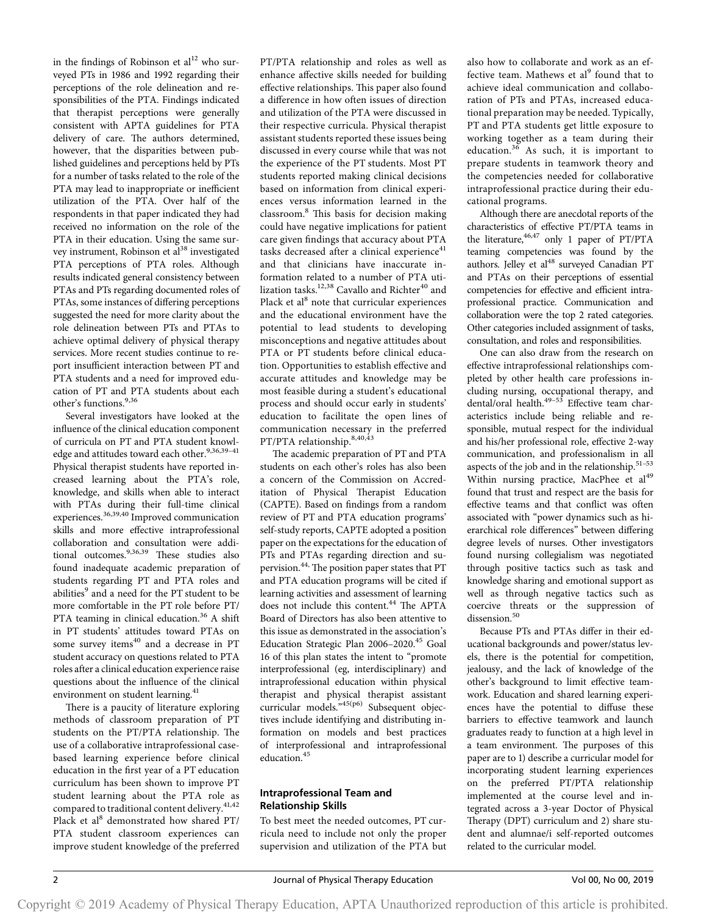in the findings of Robinson et al[12] who surveyed PTs in 1986 and 1992 regarding their perceptions of the role delineation and responsibilities of the PTA. Findings indicated that therapist perceptions were generally consistent with APTA guidelines for PTA delivery of care. The authors determined, however, that the disparities between published guidelines and perceptions held by PTs for a number of tasks related to the role of the PTA may lead to inappropriate or inefficient utilization of the PTA. Over half of the respondents in that paper indicated they had received no information on the role of the PTA in their education. Using the same survey instrument, Robinson et al[38] investigated PTA perceptions of PTA roles. Although results indicated general consistency between PTAs and PTs regarding documented roles of PTAs, some instances of differing perceptions suggested the need for more clarity about the role delineation between PTs and PTAs to achieve optimal delivery of physical therapy services. More recent studies continue to report insufficient interaction between PT and PTA students and a need for improved education of PT and PTA students about each other's functions.[9,36]

Several investigators have looked at the influence of the clinical education component of curricula on PT and PTA student knowledge and attitudes toward each other.[9,36,39–41] Physical therapist students have reported increased learning about the PTA's role, knowledge, and skills when able to interact with PTAs during their full-time clinical experiences.[36,39,40] Improved communication skills and more effective intraprofessional collaboration and consultation were additional outcomes.[9,36,39] These studies also found inadequate academic preparation of students regarding PT and PTA roles and abilities[9] and a need for the PT student to be more comfortable in the PT role before PT/PTA teaming in clinical education.[36] A shift in PT students' attitudes toward PTAs on some survey items[40] and a decrease in PT student accuracy on questions related to PTA roles after a clinical education experience raise questions about the influence of the clinical environment on student learning.[41]

There is a paucity of literature exploring methods of classroom preparation of PT students on the PT/PTA relationship. The use of a collaborative intraprofessional case-based learning experience before clinical education in the first year of a PT education curriculum has been shown to improve PT student learning about the PTA role as compared to traditional content delivery.[41,42] Plack et al[8] demonstrated how shared PT/PTA student classroom experiences can improve student knowledge of the preferred PT/PTA relationship and roles as well as enhance affective skills needed for building effective relationships. This paper also found a difference in how often issues of direction and utilization of the PTA were discussed in their respective curricula. Physical therapist assistant students reported these issues being discussed in every course while that was not the experience of the PT students. Most PT students reported making clinical decisions based on information from clinical experiences versus information learned in the classroom.[8] This basis for decision making could have negative implications for patient care given findings that accuracy about PTA tasks decreased after a clinical experience[41] and that clinicians have inaccurate information related to a number of PTA utilization tasks.[12,38] Cavallo and Richter[40] and Plack et al[8] note that curricular experiences and the educational environment have the potential to lead students to developing misconceptions and negative attitudes about PTA or PT students before clinical education. Opportunities to establish effective and accurate attitudes and knowledge may be most feasible during a student's educational process and should occur early in students' education to facilitate the open lines of communication necessary in the preferred PT/PTA relationship.[8,40,43]

The academic preparation of PT and PTA students on each other's roles has also been a concern of the Commission on Accreditation of Physical Therapist Education (CAPTE). Based on findings from a random review of PT and PTA education programs' self-study reports, CAPTE adopted a position paper on the expectations for the education of PTs and PTAs regarding direction and supervision.[44] The position paper states that PT and PTA education programs will be cited if learning activities and assessment of learning does not include this content.[44] The APTA Board of Directors has also been attentive to this issue as demonstrated in the association's Education Strategic Plan 2006–2020.[45] Goal 16 of this plan states the intent to "promote interprofessional (eg, interdisciplinary) and intraprofessional education within physical therapist and physical therapist assistant curricular models."[45(p6)] Subsequent objectives include identifying and distributing information on models and best practices of interprofessional and intraprofessional education.[45]

## Intraprofessional Team and Relationship Skills

To best meet the needed outcomes, PT curricula need to include not only the proper supervision and utilization of the PTA but also how to collaborate and work as an effective team. Mathews et al[9] found that to achieve ideal communication and collaboration of PTs and PTAs, increased educational preparation may be needed. Typically, PT and PTA students get little exposure to working together as a team during their education.[36] As such, it is important to prepare students in teamwork theory and the competencies needed for collaborative intraprofessional practice during their educational programs.

Although there are anecdotal reports of the characteristics of effective PT/PTA teams in the literature,[46,47] only 1 paper of PT/PTA teaming competencies was found by the authors. Jelley et al[48] surveyed Canadian PT and PTAs on their perceptions of essential competencies for effective and efficient intraprofessional practice. Communication and collaboration were the top 2 rated categories. Other categories included assignment of tasks, consultation, and roles and responsibilities.

One can also draw from the research on effective intraprofessional relationships completed by other health care professions including nursing, occupational therapy, and dental/oral health.[49–53] Effective team characteristics include being reliable and responsible, mutual respect for the individual and his/her professional role, effective 2-way communication, and professionalism in all aspects of the job and in the relationship.[51–53] Within nursing practice, MacPhee et al[49] found that trust and respect are the basis for effective teams and that conflict was often associated with "power dynamics such as hierarchical role differences" between differing degree levels of nurses. Other investigators found nursing collegialism was negotiated through positive tactics such as task and knowledge sharing and emotional support as well as through negative tactics such as coercive threats or the suppression of dissension.[50]

Because PTs and PTAs differ in their educational backgrounds and power/status levels, there is the potential for competition, jealousy, and the lack of knowledge of the other's background to limit effective teamwork. Education and shared learning experiences have the potential to diffuse these barriers to effective teamwork and launch graduates ready to function at a high level in a team environment. The purposes of this paper are to 1) describe a curricular model for incorporating student learning experiences on the preferred PT/PTA relationship implemented at the course level and integrated across a 3-year Doctor of Physical Therapy (DPT) curriculum and 2) share student and alumnae/i self-reported outcomes related to the curricular model.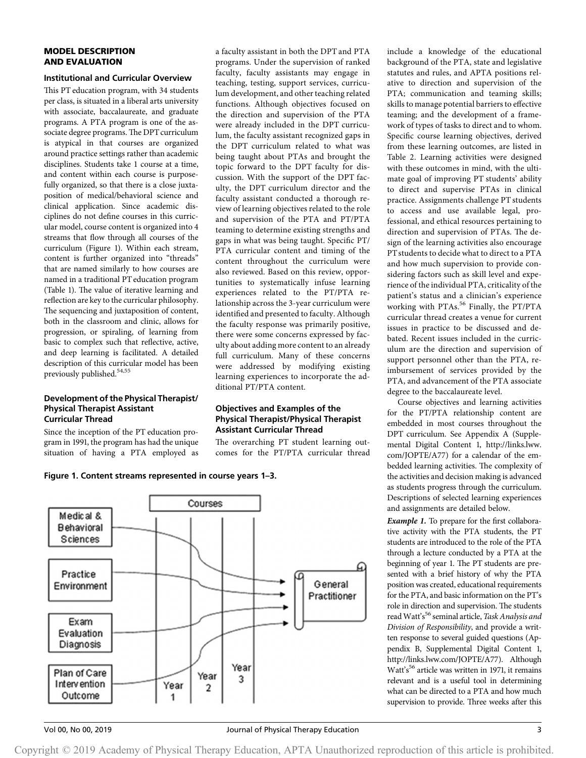## MODEL DESCRIPTION AND EVALUATION

### Institutional and Curricular Overview

This PT education program, with 34 students per class, is situated in a liberal arts university with associate, baccalaureate, and graduate programs. A PTA program is one of the associate degree programs. The DPT curriculum is atypical in that courses are organized around practice settings rather than academic disciplines. Students take 1 course at a time, and content within each course is purposefully organized, so that there is a close juxtaposition of medical/behavioral science and clinical application. Since academic disciplines do not define courses in this curricular model, course content is organized into 4 streams that flow through all courses of the curriculum (Figure 1). Within each stream, content is further organized into "threads" that are named similarly to how courses are named in a traditional PT education program (Table 1). The value of iterative learning and reflection are key to the curricular philosophy. The sequencing and juxtaposition of content, both in the classroom and clinic, allows for progression, or spiraling, of learning from basic to complex such that reflective, active, and deep learning is facilitated. A detailed description of this curricular model has been previously published.[54,55]

### Development of the Physical Therapist/Physical Therapist Assistant Curricular Thread

Since the inception of the PT education program in 1991, the program has had the unique situation of having a PTA employed as a faculty assistant in both the DPT and PTA programs. Under the supervision of ranked faculty, faculty assistants may engage in teaching, testing, support services, curriculum development, and other teaching related functions. Although objectives focused on the direction and supervision of the PTA were already included in the DPT curriculum, the faculty assistant recognized gaps in the DPT curriculum related to what was being taught about PTAs and brought the topic forward to the DPT faculty for discussion. With the support of the DPT faculty, the DPT curriculum director and the faculty assistant conducted a thorough review of learning objectives related to the role and supervision of the PTA and PT/PTA teaming to determine existing strengths and gaps in what was being taught. Specific PT/PTA curricular content and timing of the content throughout the curriculum were also reviewed. Based on this review, opportunities to systematically infuse learning experiences related to the PT/PTA relationship across the 3-year curriculum were identified and presented to faculty. Although the faculty response was primarily positive, there were some concerns expressed by faculty about adding more content to an already full curriculum. Many of these concerns were addressed by modifying existing learning experiences to incorporate the additional PT/PTA content.

### Objectives and Examples of the Physical Therapist/Physical Therapist Assistant Curricular Thread

The overarching PT student learning outcomes for the PT/PTA curricular thread include a knowledge of the educational background of the PTA, state and legislative statutes and rules, and APTA positions relative to direction and supervision of the PTA; communication and teaming skills; skills to manage potential barriers to effective teaming; and the development of a framework of types of tasks to direct and to whom. Specific course learning objectives, derived from these learning outcomes, are listed in Table 2. Learning activities were designed with these outcomes in mind, with the ultimate goal of improving PT students' ability to direct and supervise PTAs in clinical practice. Assignments challenge PT students to access and use available legal, professional, and ethical resources pertaining to direction and supervision of PTAs. The design of the learning activities also encourage PT students to decide what to direct to a PTA and how much supervision to provide considering factors such as skill level and experience of the individual PTA, criticality of the patient's status and a clinician's experience working with PTAs.[56] Finally, the PT/PTA curricular thread creates a venue for current issues in practice to be discussed and debated. Recent issues included in the curriculum are the direction and supervision of support personnel other than the PTA, reimbursement of services provided by the PTA, and advancement of the PTA associate degree to the baccalaureate level.

Course objectives and learning activities for the PT/PTA relationship content are embedded in most courses throughout the DPT curriculum. See Appendix A (Supplemental Digital Content 1, http://links.lww.com/JOPTE/A77) for a calendar of the embedded learning activities. The complexity of the activities and decision making is advanced as students progress through the curriculum. Descriptions of selected learning experiences and assignments are detailed below.

***Example 1.*** To prepare for the first collaborative activity with the PTA students, the PT students are introduced to the role of the PTA through a lecture conducted by a PTA at the beginning of year 1. The PT students are presented with a brief history of why the PTA position was created, educational requirements for the PTA, and basic information on the PT's role in direction and supervision. The students read Watt's[56] seminal article, *Task Analysis and Division of Responsibility*, and provide a written response to several guided questions (Appendix B, Supplemental Digital Content 1, http://links.lww.com/JOPTE/A77). Although Watt's[56] article was written in 1971, it remains relevant and is a useful tool in determining what can be directed to a PTA and how much supervision to provide. Three weeks after this

**Figure 1. Content streams represented in course years 1–3.**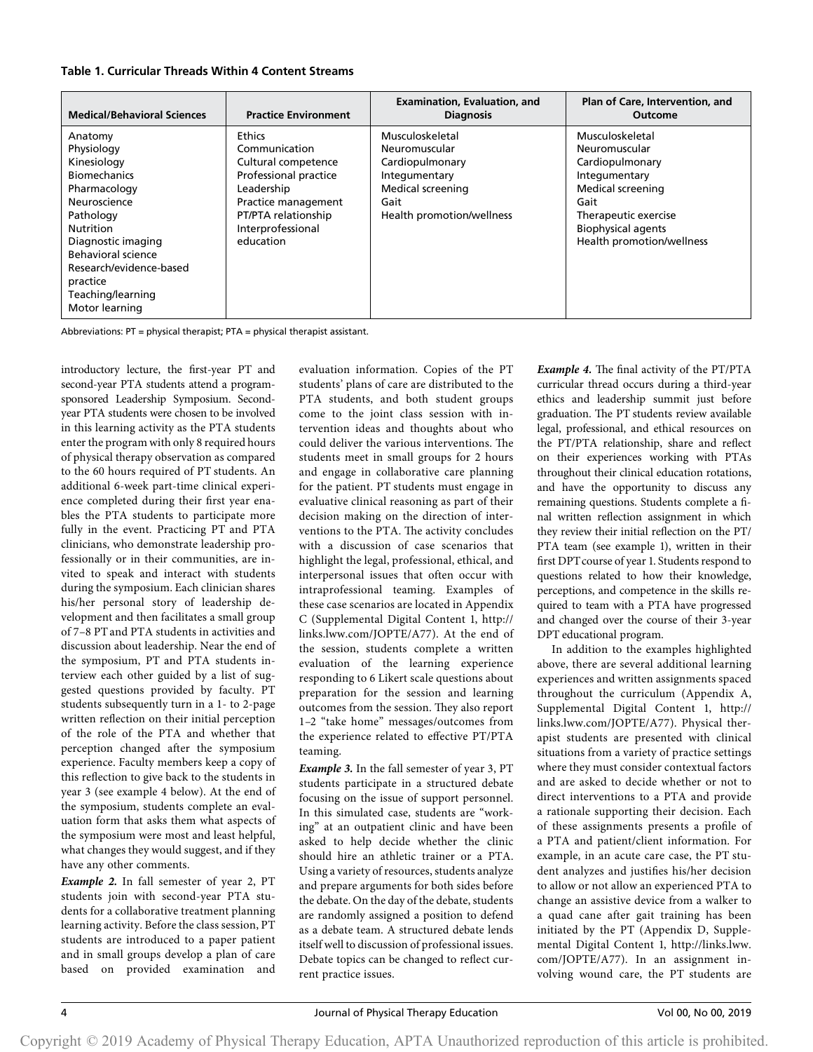**Table 1. Curricular Threads Within 4 Content Streams**

| Medical/Behavioral Sciences | Practice Environment | Examination, Evaluation, and Diagnosis | Plan of Care, Intervention, and Outcome |
|---|---|---|---|
| Anatomy<br>Physiology<br>Kinesiology<br>Biomechanics<br>Pharmacology<br>Neuroscience<br>Pathology<br>Nutrition<br>Diagnostic imaging<br>Behavioral science<br>Research/evidence-based practice<br>Teaching/learning<br>Motor learning | Ethics<br>Communication<br>Cultural competence<br>Professional practice<br>Leadership<br>Practice management<br>PT/PTA relationship<br>Interprofessional education | Musculoskeletal<br>Neuromuscular<br>Cardiopulmonary<br>Integumentary<br>Medical screening<br>Gait<br>Health promotion/wellness | Musculoskeletal<br>Neuromuscular<br>Cardiopulmonary<br>Integumentary<br>Medical screening<br>Gait<br>Therapeutic exercise<br>Biophysical agents<br>Health promotion/wellness |

Abbreviations: PT = physical therapist; PTA = physical therapist assistant.

introductory lecture, the first-year PT and second-year PTA students attend a program-sponsored Leadership Symposium. Second-year PTA students were chosen to be involved in this learning activity as the PTA students enter the program with only 8 required hours of physical therapy observation as compared to the 60 hours required of PT students. An additional 6-week part-time clinical experience completed during their first year enables the PTA students to participate more fully in the event. Practicing PT and PTA clinicians, who demonstrate leadership professionally or in their communities, are invited to speak and interact with students during the symposium. Each clinician shares his/her personal story of leadership development and then facilitates a small group of 7–8 PT and PTA students in activities and discussion about leadership. Near the end of the symposium, PT and PTA students interview each other guided by a list of suggested questions provided by faculty. PT students subsequently turn in a 1- to 2-page written reflection on their initial perception of the role of the PTA and whether that perception changed after the symposium experience. Faculty members keep a copy of this reflection to give back to the students in year 3 (see example 4 below). At the end of the symposium, students complete an evaluation form that asks them what aspects of the symposium were most and least helpful, what changes they would suggest, and if they have any other comments.

***Example 2.*** In fall semester of year 2, PT students join with second-year PTA students for a collaborative treatment planning learning activity. Before the class session, PT students are introduced to a paper patient and in small groups develop a plan of care based on provided examination and evaluation information. Copies of the PT students' plans of care are distributed to the PTA students, and both student groups come to the joint class session with intervention ideas and thoughts about who could deliver the various interventions. The students meet in small groups for 2 hours and engage in collaborative care planning for the patient. PT students must engage in evaluative clinical reasoning as part of their decision making on the direction of interventions to the PTA. The activity concludes with a discussion of case scenarios that highlight the legal, professional, ethical, and interpersonal issues that often occur with intraprofessional teaming. Examples of these case scenarios are located in Appendix C (Supplemental Digital Content 1, http://links.lww.com/JOPTE/A77). At the end of the session, students complete a written evaluation of the learning experience responding to 6 Likert scale questions about preparation for the session and learning outcomes from the session. They also report 1–2 "take home" messages/outcomes from the experience related to effective PT/PTA teaming.

***Example 3.*** In the fall semester of year 3, PT students participate in a structured debate focusing on the issue of support personnel. In this simulated case, students are "working" at an outpatient clinic and have been asked to help decide whether the clinic should hire an athletic trainer or a PTA. Using a variety of resources, students analyze and prepare arguments for both sides before the debate. On the day of the debate, students are randomly assigned a position to defend as a debate team. A structured debate lends itself well to discussion of professional issues. Debate topics can be changed to reflect current practice issues.

***Example 4.*** The final activity of the PT/PTA curricular thread occurs during a third-year ethics and leadership summit just before graduation. The PT students review available legal, professional, and ethical resources on the PT/PTA relationship, share and reflect on their experiences working with PTAs throughout their clinical education rotations, and have the opportunity to discuss any remaining questions. Students complete a final written reflection assignment in which they review their initial reflection on the PT/PTA team (see example 1), written in their first DPT course of year 1. Students respond to questions related to how their knowledge, perceptions, and competence in the skills required to team with a PTA have progressed and changed over the course of their 3-year DPT educational program.

In addition to the examples highlighted above, there are several additional learning experiences and written assignments spaced throughout the curriculum (Appendix A, Supplemental Digital Content 1, http://links.lww.com/JOPTE/A77). Physical therapist students are presented with clinical situations from a variety of practice settings where they must consider contextual factors and are asked to decide whether or not to direct interventions to a PTA and provide a rationale supporting their decision. Each of these assignments presents a profile of a PTA and patient/client information. For example, in an acute care case, the PT student analyzes and justifies his/her decision to allow or not allow an experienced PTA to change an assistive device from a walker to a quad cane after gait training has been initiated by the PT (Appendix D, Supplemental Digital Content 1, http://links.lww.com/JOPTE/A77). In an assignment involving wound care, the PT students are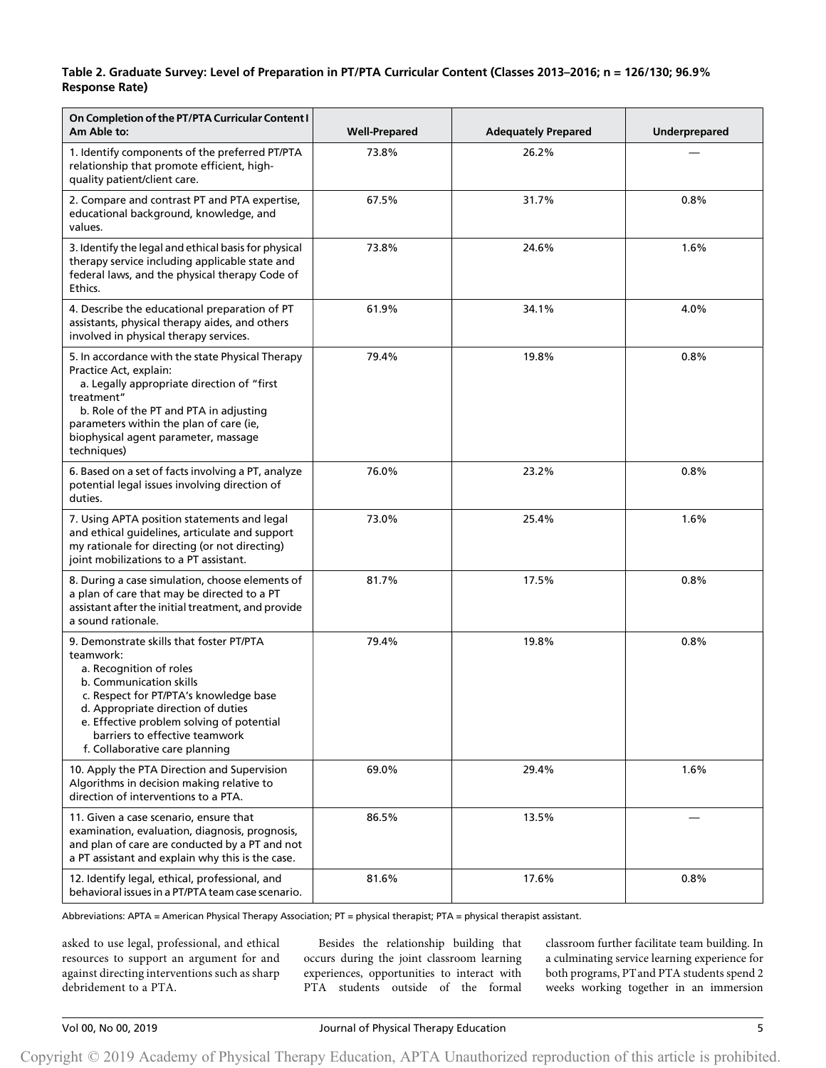**Table 2. Graduate Survey: Level of Preparation in PT/PTA Curricular Content (Classes 2013–2016; n = 126/130; 96.9% Response Rate)**

| On Completion of the PT/PTA Curricular Content I Am Able to: | Well-Prepared | Adequately Prepared | Underprepared |
|---|---|---|---|
| 1. Identify components of the preferred PT/PTA relationship that promote efficient, high-quality patient/client care. | 73.8% | 26.2% | — |
| 2. Compare and contrast PT and PTA expertise, educational background, knowledge, and values. | 67.5% | 31.7% | 0.8% |
| 3. Identify the legal and ethical basis for physical therapy service including applicable state and federal laws, and the physical therapy Code of Ethics. | 73.8% | 24.6% | 1.6% |
| 4. Describe the educational preparation of PT assistants, physical therapy aides, and others involved in physical therapy services. | 61.9% | 34.1% | 4.0% |
| 5. In accordance with the state Physical Therapy Practice Act, explain: a. Legally appropriate direction of "first treatment" b. Role of the PT and PTA in adjusting parameters within the plan of care (ie, biophysical agent parameter, massage techniques) | 79.4% | 19.8% | 0.8% |
| 6. Based on a set of facts involving a PT, analyze potential legal issues involving direction of duties. | 76.0% | 23.2% | 0.8% |
| 7. Using APTA position statements and legal and ethical guidelines, articulate and support my rationale for directing (or not directing) joint mobilizations to a PT assistant. | 73.0% | 25.4% | 1.6% |
| 8. During a case simulation, choose elements of a plan of care that may be directed to a PT assistant after the initial treatment, and provide a sound rationale. | 81.7% | 17.5% | 0.8% |
| 9. Demonstrate skills that foster PT/PTA teamwork: a. Recognition of roles b. Communication skills c. Respect for PT/PTA's knowledge base d. Appropriate direction of duties e. Effective problem solving of potential barriers to effective teamwork f. Collaborative care planning | 79.4% | 19.8% | 0.8% |
| 10. Apply the PTA Direction and Supervision Algorithms in decision making relative to direction of interventions to a PTA. | 69.0% | 29.4% | 1.6% |
| 11. Given a case scenario, ensure that examination, evaluation, diagnosis, prognosis, and plan of care are conducted by a PT and not a PT assistant and explain why this is the case. | 86.5% | 13.5% | — |
| 12. Identify legal, ethical, professional, and behavioral issues in a PT/PTA team case scenario. | 81.6% | 17.6% | 0.8% |

Abbreviations: APTA = American Physical Therapy Association; PT = physical therapist; PTA = physical therapist assistant.

asked to use legal, professional, and ethical resources to support an argument for and against directing interventions such as sharp debridement to a PTA.

Besides the relationship building that occurs during the joint classroom learning experiences, opportunities to interact with PTA students outside of the formal classroom further facilitate team building. In a culminating service learning experience for both programs, PT and PTA students spend 2 weeks working together in an immersion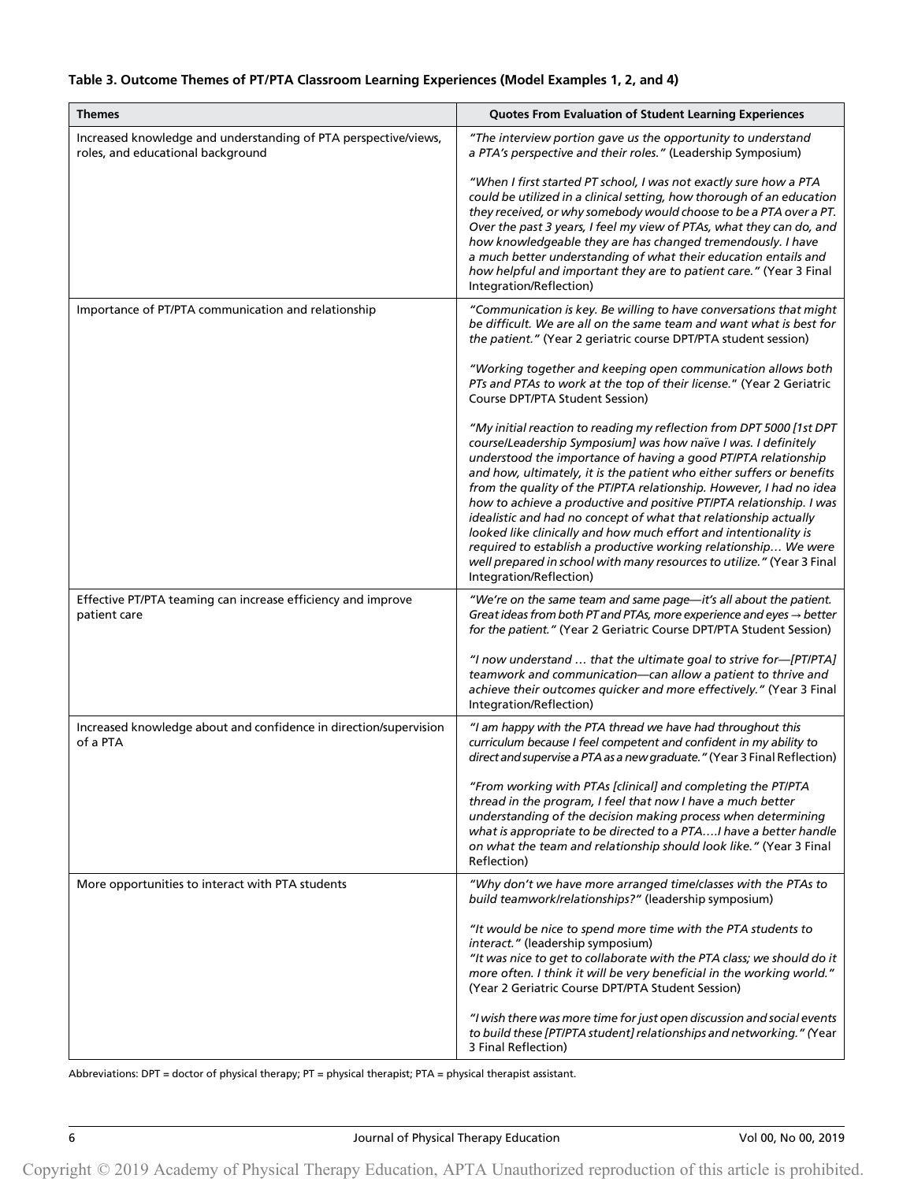**Table 3. Outcome Themes of PT/PTA Classroom Learning Experiences (Model Examples 1, 2, and 4)**

| Themes | Quotes From Evaluation of Student Learning Experiences |
|---|---|
| Increased knowledge and understanding of PTA perspective/views, roles, and educational background | *"The interview portion gave us the opportunity to understand a PTA's perspective and their roles."* (Leadership Symposium)<br><br>*"When I first started PT school, I was not exactly sure how a PTA could be utilized in a clinical setting, how thorough of an education they received, or why somebody would choose to be a PTA over a PT. Over the past 3 years, I feel my view of PTAs, what they can do, and how knowledgeable they are has changed tremendously. I have a much better understanding of what their education entails and how helpful and important they are to patient care."* (Year 3 Final Integration/Reflection) |
| Importance of PT/PTA communication and relationship | *"Communication is key. Be willing to have conversations that might be difficult. We are all on the same team and want what is best for the patient."* (Year 2 geriatric course DPT/PTA student session)<br><br>*"Working together and keeping open communication allows both PTs and PTAs to work at the top of their license."* (Year 2 Geriatric Course DPT/PTA Student Session)<br><br>*"My initial reaction to reading my reflection from DPT 5000 [1st DPT course/Leadership Symposium] was how naïve I was. I definitely understood the importance of having a good PT/PTA relationship and how, ultimately, it is the patient who either suffers or benefits from the quality of the PT/PTA relationship. However, I had no idea how to achieve a productive and positive PT/PTA relationship. I was idealistic and had no concept of what that relationship actually looked like clinically and how much effort and intentionality is required to establish a productive working relationship… We were well prepared in school with many resources to utilize."* (Year 3 Final Integration/Reflection) |
| Effective PT/PTA teaming can increase efficiency and improve patient care | *"We're on the same team and same page—it's all about the patient. Great ideas from both PT and PTAs, more experience and eyes → better for the patient."* (Year 2 Geriatric Course DPT/PTA Student Session)<br><br>*"I now understand … that the ultimate goal to strive for—[PT/PTA] teamwork and communication—can allow a patient to thrive and achieve their outcomes quicker and more effectively."* (Year 3 Final Integration/Reflection) |
| Increased knowledge about and confidence in direction/supervision of a PTA | *"I am happy with the PTA thread we have had throughout this curriculum because I feel competent and confident in my ability to direct and supervise a PTA as a new graduate."* (Year 3 Final Reflection)<br><br>*"From working with PTAs [clinical] and completing the PT/PTA thread in the program, I feel that now I have a much better understanding of the decision making process when determining what is appropriate to be directed to a PTA….I have a better handle on what the team and relationship should look like."* (Year 3 Final Reflection) |
| More opportunities to interact with PTA students | *"Why don't we have more arranged time/classes with the PTAs to build teamwork/relationships?"* (leadership symposium)<br><br>*"It would be nice to spend more time with the PTA students to interact."* (leadership symposium)<br>*"It was nice to get to collaborate with the PTA class; we should do it more often. I think it will be very beneficial in the working world."* (Year 2 Geriatric Course DPT/PTA Student Session)<br><br>*"I wish there was more time for just open discussion and social events to build these [PT/PTA student] relationships and networking."* (Year 3 Final Reflection) |

Abbreviations: DPT = doctor of physical therapy; PT = physical therapist; PTA = physical therapist assistant.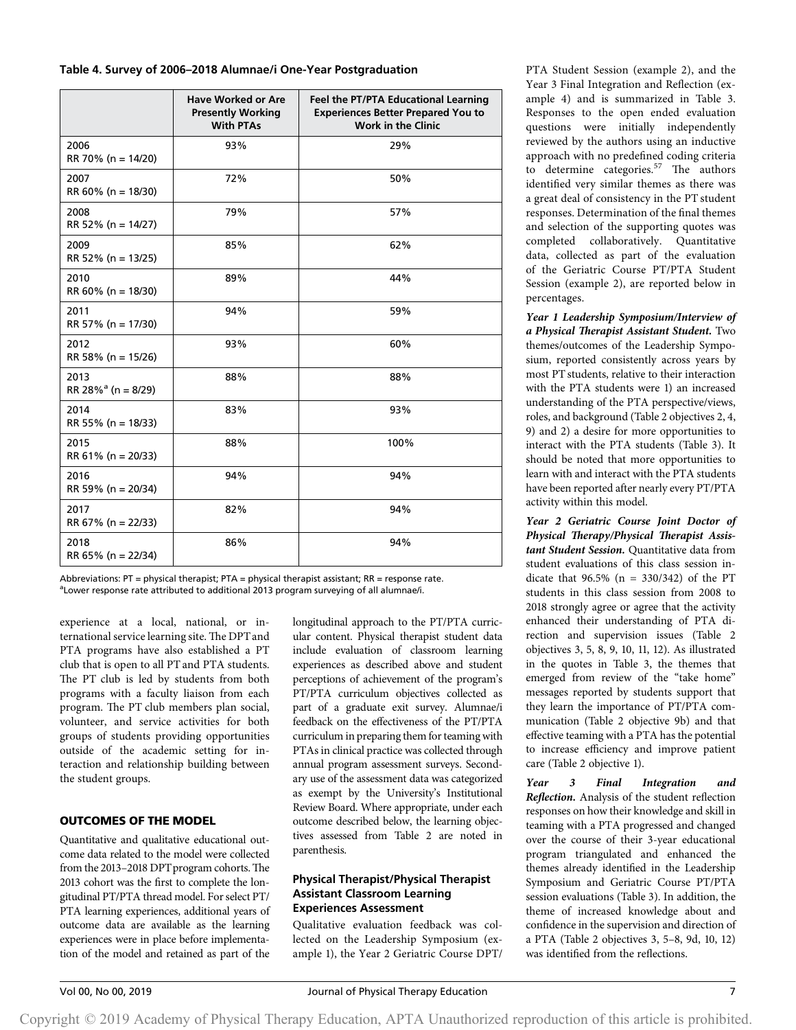**Table 4. Survey of 2006–2018 Alumnae/i One-Year Postgraduation**

| | Have Worked or Are Presently Working With PTAs | Feel the PT/PTA Educational Learning Experiences Better Prepared You to Work in the Clinic |
|---|---|---|
| 2006 RR 70% (n = 14/20) | 93% | 29% |
| 2007 RR 60% (n = 18/30) | 72% | 50% |
| 2008 RR 52% (n = 14/27) | 79% | 57% |
| 2009 RR 52% (n = 13/25) | 85% | 62% |
| 2010 RR 60% (n = 18/30) | 89% | 44% |
| 2011 RR 57% (n = 17/30) | 94% | 59% |
| 2012 RR 58% (n = 15/26) | 93% | 60% |
| 2013 RR 28%[a] (n = 8/29) | 88% | 88% |
| 2014 RR 55% (n = 18/33) | 83% | 93% |
| 2015 RR 61% (n = 20/33) | 88% | 100% |
| 2016 RR 59% (n = 20/34) | 94% | 94% |
| 2017 RR 67% (n = 22/33) | 82% | 94% |
| 2018 RR 65% (n = 22/34) | 86% | 94% |

Abbreviations: PT = physical therapist; PTA = physical therapist assistant; RR = response rate.
[a]Lower response rate attributed to additional 2013 program surveying of all alumnae/i.

experience at a local, national, or international service learning site. The DPT and PTA programs have also established a PT club that is open to all PT and PTA students. The PT club is led by students from both programs with a faculty liaison from each program. The PT club members plan social, volunteer, and service activities for both groups of students providing opportunities outside of the academic setting for interaction and relationship building between the student groups.

## OUTCOMES OF THE MODEL

Quantitative and qualitative educational outcome data related to the model were collected from the 2013–2018 DPT program cohorts. The 2013 cohort was the first to complete the longitudinal PT/PTA thread model. For select PT/PTA learning experiences, additional years of outcome data are available as the learning experiences were in place before implementation of the model and retained as part of the longitudinal approach to the PT/PTA curricular content. Physical therapist student data include evaluation of classroom learning experiences as described above and student perceptions of achievement of the program's PT/PTA curriculum objectives collected as part of a graduate exit survey. Alumnae/i feedback on the effectiveness of the PT/PTA curriculum in preparing them for teaming with PTAs in clinical practice was collected through annual program assessment surveys. Secondary use of the assessment data was categorized as exempt by the University's Institutional Review Board. Where appropriate, under each outcome described below, the learning objectives assessed from Table 2 are noted in parenthesis.

### Physical Therapist/Physical Therapist Assistant Classroom Learning Experiences Assessment

Qualitative evaluation feedback was collected on the Leadership Symposium (example 1), the Year 2 Geriatric Course DPT/PTA Student Session (example 2), and the Year 3 Final Integration and Reflection (example 4) and is summarized in Table 3. Responses to the open ended evaluation questions were initially independently reviewed by the authors using an inductive approach with no predefined coding criteria to determine categories.[57] The authors identified very similar themes as there was a great deal of consistency in the PT student responses. Determination of the final themes and selection of the supporting quotes was completed collaboratively. Quantitative data, collected as part of the evaluation of the Geriatric Course PT/PTA Student Session (example 2), are reported below in percentages.

***Year 1 Leadership Symposium/Interview of a Physical Therapist Assistant Student.*** Two themes/outcomes of the Leadership Symposium, reported consistently across years by most PT students, relative to their interaction with the PTA students were 1) an increased understanding of the PTA perspective/views, roles, and background (Table 2 objectives 2, 4, 9) and 2) a desire for more opportunities to interact with the PTA students (Table 3). It should be noted that more opportunities to learn with and interact with the PTA students have been reported after nearly every PT/PTA activity within this model.

***Year 2 Geriatric Course Joint Doctor of Physical Therapy/Physical Therapist Assistant Student Session.*** Quantitative data from student evaluations of this class session indicate that 96.5% (n = 330/342) of the PT students in this class session from 2008 to 2018 strongly agree or agree that the activity enhanced their understanding of PTA direction and supervision issues (Table 2 objectives 3, 5, 8, 9, 10, 11, 12). As illustrated in the quotes in Table 3, the themes that emerged from review of the "take home" messages reported by students support that they learn the importance of PT/PTA communication (Table 2 objective 9b) and that effective teaming with a PTA has the potential to increase efficiency and improve patient care (Table 2 objective 1).

***Year 3 Final Integration and Reflection.*** Analysis of the student reflection responses on how their knowledge and skill in teaming with a PTA progressed and changed over the course of their 3-year educational program triangulated and enhanced the themes already identified in the Leadership Symposium and Geriatric Course PT/PTA session evaluations (Table 3). In addition, the theme of increased knowledge about and confidence in the supervision and direction of a PTA (Table 2 objectives 3, 5–8, 9d, 10, 12) was identified from the reflections.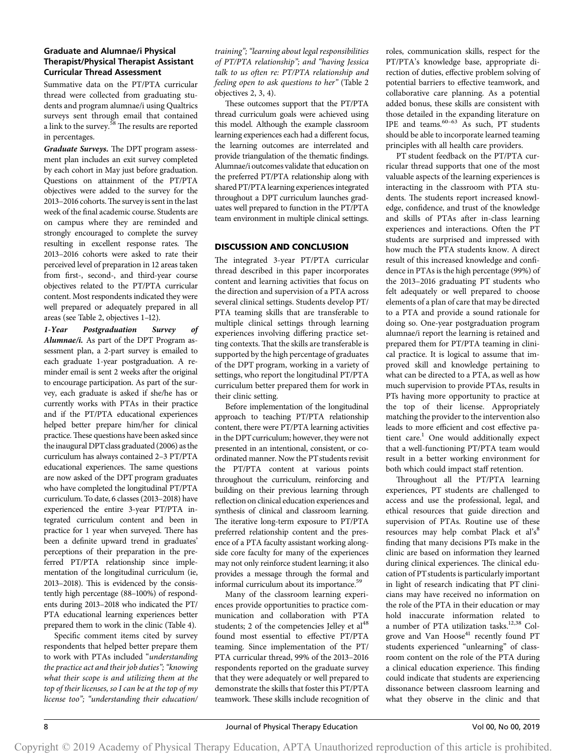### Graduate and Alumnae/i Physical Therapist/Physical Therapist Assistant Curricular Thread Assessment

Summative data on the PT/PTA curricular thread were collected from graduating students and program alumnae/i using Qualtrics surveys sent through email that contained a link to the survey.[58] The results are reported in percentages.

***Graduate Surveys.*** The DPT program assessment plan includes an exit survey completed by each cohort in May just before graduation. Questions on attainment of the PT/PTA objectives were added to the survey for the 2013–2016 cohorts. The survey is sent in the last week of the final academic course. Students are on campus where they are reminded and strongly encouraged to complete the survey resulting in excellent response rates. The 2013–2016 cohorts were asked to rate their perceived level of preparation in 12 areas taken from first-, second-, and third-year course objectives related to the PT/PTA curricular content. Most respondents indicated they were well prepared or adequately prepared in all areas (see Table 2, objectives 1–12).

***1-Year Postgraduation Survey of Alumnae/i.*** As part of the DPT Program assessment plan, a 2-part survey is emailed to each graduate 1-year postgraduation. A reminder email is sent 2 weeks after the original to encourage participation. As part of the survey, each graduate is asked if she/he has or currently works with PTAs in their practice and if the PT/PTA educational experiences helped better prepare him/her for clinical practice. These questions have been asked since the inaugural DPT class graduated (2006) as the curriculum has always contained 2–3 PT/PTA educational experiences. The same questions are now asked of the DPT program graduates who have completed the longitudinal PT/PTA curriculum. To date, 6 classes (2013–2018) have experienced the entire 3-year PT/PTA integrated curriculum content and been in practice for 1 year when surveyed. There has been a definite upward trend in graduates' perceptions of their preparation in the preferred PT/PTA relationship since implementation of the longitudinal curriculum (ie, 2013–2018). This is evidenced by the consistently high percentage (88–100%) of respondents during 2013–2018 who indicated the PT/PTA educational learning experiences better prepared them to work in the clinic (Table 4).

Specific comment items cited by survey respondents that helped better prepare them to work with PTAs included "*understanding the practice act and their job duties*"; "*knowing what their scope is and utilizing them at the top of their licenses, so I can be at the top of my license too*"; "*understanding their education/training*"; "*learning about legal responsibilities of PT/PTA relationship*"; and "*having Jessica talk to us often re: PT/PTA relationship and feeling open to ask questions to her*" (Table 2 objectives 2, 3, 4).

These outcomes support that the PT/PTA thread curriculum goals were achieved using this model. Although the example classroom learning experiences each had a different focus, the learning outcomes are interrelated and provide triangulation of the thematic findings. Alumnae/i outcomes validate that education on the preferred PT/PTA relationship along with shared PT/PTA learning experiences integrated throughout a DPT curriculum launches graduates well prepared to function in the PT/PTA team environment in multiple clinical settings.

## DISCUSSION AND CONCLUSION

The integrated 3-year PT/PTA curricular thread described in this paper incorporates content and learning activities that focus on the direction and supervision of a PTA across several clinical settings. Students develop PT/PTA teaming skills that are transferable to multiple clinical settings through learning experiences involving differing practice setting contexts. That the skills are transferable is supported by the high percentage of graduates of the DPT program, working in a variety of settings, who report the longitudinal PT/PTA curriculum better prepared them for work in their clinic setting.

Before implementation of the longitudinal approach to teaching PT/PTA relationship content, there were PT/PTA learning activities in the DPT curriculum; however, they were not presented in an intentional, consistent, or coordinated manner. Now the PT students revisit the PT/PTA content at various points throughout the curriculum, reinforcing and building on their previous learning through reflection on clinical education experiences and synthesis of clinical and classroom learning. The iterative long-term exposure to PT/PTA preferred relationship content and the presence of a PTA faculty assistant working alongside core faculty for many of the experiences may not only reinforce student learning; it also provides a message through the formal and informal curriculum about its importance.[59]

Many of the classroom learning experiences provide opportunities to practice communication and collaboration with PTA students; 2 of the competencies Jelley et al[48] found most essential to effective PT/PTA teaming. Since implementation of the PT/PTA curricular thread, 99% of the 2013–2016 respondents reported on the graduate survey that they were adequately or well prepared to demonstrate the skills that foster this PT/PTA teamwork. These skills include recognition of roles, communication skills, respect for the PT/PTA's knowledge base, appropriate direction of duties, effective problem solving of potential barriers to effective teamwork, and collaborative care planning. As a potential added bonus, these skills are consistent with those detailed in the expanding literature on IPE and teams.[60–63] As such, PT students should be able to incorporate learned teaming principles with all health care providers.

PT student feedback on the PT/PTA curricular thread supports that one of the most valuable aspects of the learning experiences is interacting in the classroom with PTA students. The students report increased knowledge, confidence, and trust of the knowledge and skills of PTAs after in-class learning experiences and interactions. Often the PT students are surprised and impressed with how much the PTA students know. A direct result of this increased knowledge and confidence in PTAs is the high percentage (99%) of the 2013–2016 graduating PT students who felt adequately or well prepared to choose elements of a plan of care that may be directed to a PTA and provide a sound rationale for doing so. One-year postgraduation program alumnae/i report the learning is retained and prepared them for PT/PTA teaming in clinical practice. It is logical to assume that improved skill and knowledge pertaining to what can be directed to a PTA, as well as how much supervision to provide PTAs, results in PTs having more opportunity to practice at the top of their license. Appropriately matching the provider to the intervention also leads to more efficient and cost effective patient care.[1] One would additionally expect that a well-functioning PT/PTA team would result in a better working environment for both which could impact staff retention.

Throughout all the PT/PTA learning experiences, PT students are challenged to access and use the professional, legal, and ethical resources that guide direction and supervision of PTAs. Routine use of these resources may help combat Plack et al's[8] finding that many decisions PTs make in the clinic are based on information they learned during clinical experiences. The clinical education of PT students is particularly important in light of research indicating that PT clinicians may have received no information on the role of the PTA in their education or may hold inaccurate information related to a number of PTA utilization tasks.[12,38] Colgrove and Van Hoose[41] recently found PT students experienced "unlearning" of classroom content on the role of the PTA during a clinical education experience. This finding could indicate that students are experiencing dissonance between classroom learning and what they observe in the clinic and that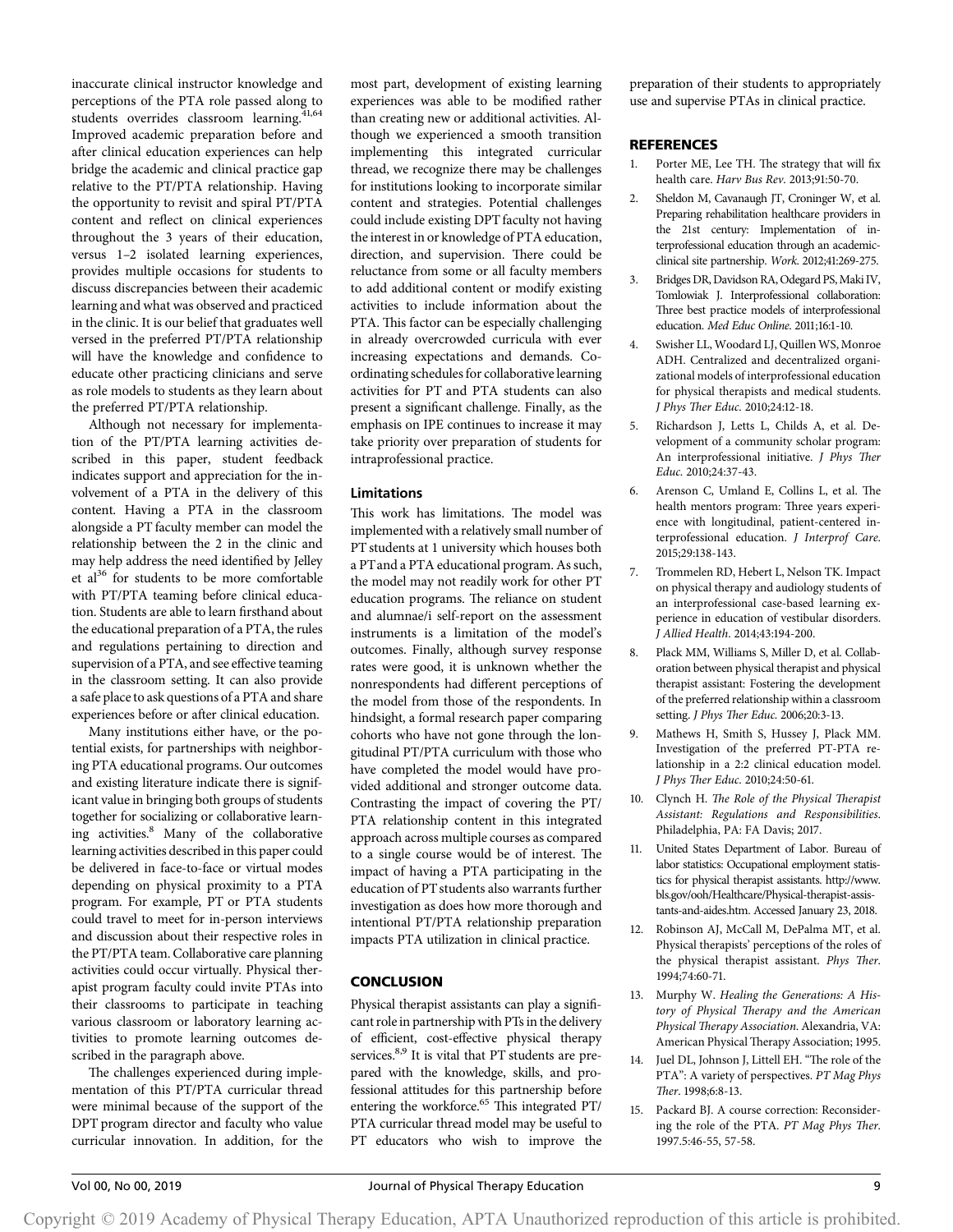inaccurate clinical instructor knowledge and perceptions of the PTA role passed along to students overrides classroom learning.[41,64] Improved academic preparation before and after clinical education experiences can help bridge the academic and clinical practice gap relative to the PT/PTA relationship. Having the opportunity to revisit and spiral PT/PTA content and reflect on clinical experiences throughout the 3 years of their education, versus 1–2 isolated learning experiences, provides multiple occasions for students to discuss discrepancies between their academic learning and what was observed and practiced in the clinic. It is our belief that graduates well versed in the preferred PT/PTA relationship will have the knowledge and confidence to educate other practicing clinicians and serve as role models to students as they learn about the preferred PT/PTA relationship.

Although not necessary for implementation of the PT/PTA learning activities described in this paper, student feedback indicates support and appreciation for the involvement of a PTA in the delivery of this content. Having a PTA in the classroom alongside a PT faculty member can model the relationship between the 2 in the clinic and may help address the need identified by Jelley et al[36] for students to be more comfortable with PT/PTA teaming before clinical education. Students are able to learn firsthand about the educational preparation of a PTA, the rules and regulations pertaining to direction and supervision of a PTA, and see effective teaming in the classroom setting. It can also provide a safe place to ask questions of a PTA and share experiences before or after clinical education.

Many institutions either have, or the potential exists, for partnerships with neighboring PTA educational programs. Our outcomes and existing literature indicate there is significant value in bringing both groups of students together for socializing or collaborative learning activities.[8] Many of the collaborative learning activities described in this paper could be delivered in face-to-face or virtual modes depending on physical proximity to a PTA program. For example, PT or PTA students could travel to meet for in-person interviews and discussion about their respective roles in the PT/PTA team. Collaborative care planning activities could occur virtually. Physical therapist program faculty could invite PTAs into their classrooms to participate in teaching various classroom or laboratory learning activities to promote learning outcomes described in the paragraph above.

The challenges experienced during implementation of this PT/PTA curricular thread were minimal because of the support of the DPT program director and faculty who value curricular innovation. In addition, for the most part, development of existing learning experiences was able to be modified rather than creating new or additional activities. Although we experienced a smooth transition implementing this integrated curricular thread, we recognize there may be challenges for institutions looking to incorporate similar content and strategies. Potential challenges could include existing DPT faculty not having the interest in or knowledge of PTA education, direction, and supervision. There could be reluctance from some or all faculty members to add additional content or modify existing activities to include information about the PTA. This factor can be especially challenging in already overcrowded curricula with ever increasing expectations and demands. Coordinating schedules for collaborative learning activities for PT and PTA students can also present a significant challenge. Finally, as the emphasis on IPE continues to increase it may take priority over preparation of students for intraprofessional practice.

### Limitations

This work has limitations. The model was implemented with a relatively small number of PT students at 1 university which houses both a PT and a PTA educational program. As such, the model may not readily work for other PT education programs. The reliance on student and alumnae/i self-report on the assessment instruments is a limitation of the model's outcomes. Finally, although survey response rates were good, it is unknown whether the nonrespondents had different perceptions of the model from those of the respondents. In hindsight, a formal research paper comparing cohorts who have not gone through the longitudinal PT/PTA curriculum with those who have completed the model would have provided additional and stronger outcome data. Contrasting the impact of covering the PT/PTA relationship content in this integrated approach across multiple courses as compared to a single course would be of interest. The impact of having a PTA participating in the education of PT students also warrants further investigation as does how more thorough and intentional PT/PTA relationship preparation impacts PTA utilization in clinical practice.

## CONCLUSION

Physical therapist assistants can play a significant role in partnership with PTs in the delivery of efficient, cost-effective physical therapy services.[8,9] It is vital that PT students are prepared with the knowledge, skills, and professional attitudes for this partnership before entering the workforce.[65] This integrated PT/PTA curricular thread model may be useful to PT educators who wish to improve the preparation of their students to appropriately use and supervise PTAs in clinical practice.

## REFERENCES

1. Porter ME, Lee TH. The strategy that will fix health care. *Harv Bus Rev*. 2013;91:50-70.
2. Sheldon M, Cavanaugh JT, Croninger W, et al. Preparing rehabilitation healthcare providers in the 21st century: Implementation of interprofessional education through an academic-clinical site partnership. *Work*. 2012;41:269-275.
3. Bridges DR, Davidson RA, Odegard PS, Maki IV, Tomlowiak J. Interprofessional collaboration: Three best practice models of interprofessional education. *Med Educ Online*. 2011;16:1-10.
4. Swisher LL, Woodard LJ, Quillen WS, Monroe ADH. Centralized and decentralized organizational models of interprofessional education for physical therapists and medical students. *J Phys Ther Educ*. 2010;24:12-18.
5. Richardson J, Letts L, Childs A, et al. Development of a community scholar program: An interprofessional initiative. *J Phys Ther Educ*. 2010;24:37-43.
6. Arenson C, Umland E, Collins L, et al. The health mentors program: Three years experience with longitudinal, patient-centered interprofessional education. *J Interprof Care*. 2015;29:138-143.
7. Trommelen RD, Hebert L, Nelson TK. Impact on physical therapy and audiology students of an interprofessional case-based learning experience in education of vestibular disorders. *J Allied Health*. 2014;43:194-200.
8. Plack MM, Williams S, Miller D, et al. Collaboration between physical therapist and physical therapist assistant: Fostering the development of the preferred relationship within a classroom setting. *J Phys Ther Educ*. 2006;20:3-13.
9. Mathews H, Smith S, Hussey J, Plack MM. Investigation of the preferred PT-PTA relationship in a 2:2 clinical education model. *J Phys Ther Educ*. 2010;24:50-61.
10. Clynch H. *The Role of the Physical Therapist Assistant: Regulations and Responsibilities*. Philadelphia, PA: FA Davis; 2017.
11. United States Department of Labor. Bureau of labor statistics: Occupational employment statistics for physical therapist assistants. http://www.bls.gov/ooh/Healthcare/Physical-therapist-assistants-and-aides.htm. Accessed January 23, 2018.
12. Robinson AJ, McCall M, DePalma MT, et al. Physical therapists' perceptions of the roles of the physical therapist assistant. *Phys Ther*. 1994;74:60-71.
13. Murphy W. *Healing the Generations: A History of Physical Therapy and the American Physical Therapy Association*. Alexandria, VA: American Physical Therapy Association; 1995.
14. Juel DL, Johnson J, Littell EH. "The role of the PTA": A variety of perspectives. *PT Mag Phys Ther*. 1998;6:8-13.
15. Packard BJ. A course correction: Reconsidering the role of the PTA. *PT Mag Phys Ther*. 1997.5:46-55, 57-58.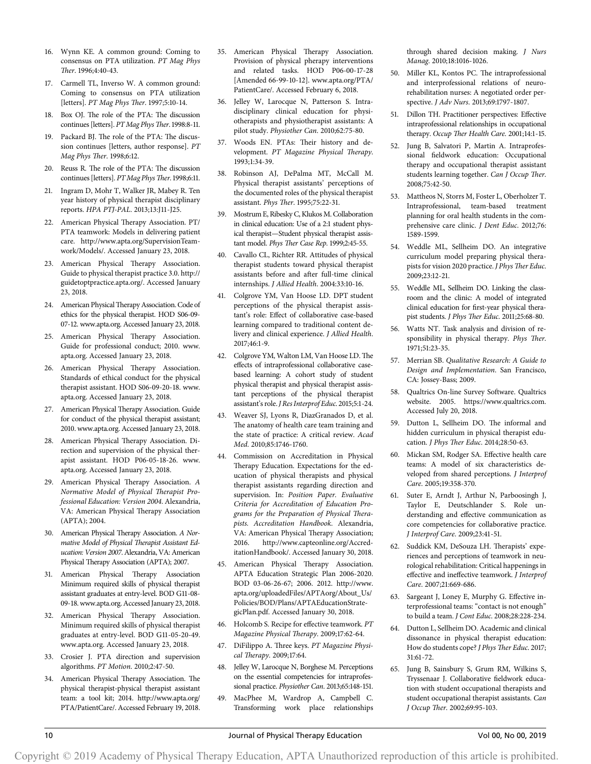16. Wynn KE. A common ground: Coming to consensus on PTA utilization. *PT Mag Phys Ther*. 1996;4:40-43.
17. Carmell TL, Inverso W. A common ground: Coming to consensus on PTA utilization [letters]. *PT Mag Phys Ther*. 1997;5:10-14.
18. Box OJ. The role of the PTA: The discussion continues [letters]. *PT Mag Phys Ther*. 1998:8-11.
19. Packard BJ. The role of the PTA: The discussion continues [letters, author response]. *PT Mag Phys Ther*. 1998;6:12.
20. Reuss R. The role of the PTA: The discussion continues [letters]. *PT Mag Phys Ther*. 1998;6:11.
21. Ingram D, Mohr T, Walker JR, Mabey R. Ten year history of physical therapist disciplinary reports. *HPA PTJ-PAL*. 2013;13:J11-J25.
22. American Physical Therapy Association. PT/PTA teamwork: Models in delivering patient care. http://www.apta.org/SupervisionTeamwork/Models/. Accessed January 23, 2018.
23. American Physical Therapy Association. Guide to physical therapist practice 3.0. http://guidetoptpractice.apta.org/. Accessed January 23, 2018.
24. American Physical Therapy Association. Code of ethics for the physical therapist. HOD S06-09-07-12. www.apta.org. Accessed January 23, 2018.
25. American Physical Therapy Association. Guide for professional conduct; 2010. www.apta.org. Accessed January 23, 2018.
26. American Physical Therapy Association. Standards of ethical conduct for the physical therapist assistant. HOD S06-09-20-18. www.apta.org. Accessed January 23, 2018.
27. American Physical Therapy Association. Guide for conduct of the physical therapist assistant; 2010. www.apta.org. Accessed January 23, 2018.
28. American Physical Therapy Association. Direction and supervision of the physical therapist assistant. HOD P06-05-18-26. www.apta.org. Accessed January 23, 2018.
29. American Physical Therapy Association. *A Normative Model of Physical Therapist Professional Education: Version 2004*. Alexandria, VA: American Physical Therapy Association (APTA); 2004.
30. American Physical Therapy Association. *A Normative Model of Physical Therapist Assistant Education: Version 2007*. Alexandria, VA: American Physical Therapy Association (APTA); 2007.
31. American Physical Therapy Association Minimum required skills of physical therapist assistant graduates at entry-level. BOD G11-08-09-18. www.apta.org. Accessed January 23, 2018.
32. American Physical Therapy Association. Minimum required skills of physical therapist graduates at entry-level. BOD G11-05-20-49. www.apta.org. Accessed January 23, 2018.
33. Crosier J. PTA direction and supervision algorithms. *PT Motion*. 2010;2:47-50.
34. American Physical Therapy Association. The physical therapist-physical therapist assistant team: a tool kit; 2014. http://www.apta.org/PTA/PatientCare/. Accessed February 19, 2018.
35. American Physical Therapy Association. Provision of physical pherapy interventions and related tasks. HOD P06-00-17-28 [Amended 66-99-10-12]. www.apta.org/PTA/PatientCare/. Accessed February 6, 2018.
36. Jelley W, Larocque N, Patterson S. Intradisciplinary clinical education for physiotherapists and physiotherapist assistants: A pilot study. *Physiother Can*. 2010;62:75-80.
37. Woods EN. PTAs: Their history and development. *PT Magazine Physical Therapy*. 1993;1:34-39.
38. Robinson AJ, DePalma MT, McCall M. Physical therapist assistants' perceptions of the documented roles of the physical therapist assistant. *Phys Ther*. 1995;75:22-31.
39. Mostrum E, Ribesky C, Klukos M. Collaboration in clinical education: Use of a 2:1 student physical therapist—Student physical therapist assistant model. *Phys Ther Case Rep*. 1999;2:45-55.
40. Cavallo CL, Richter RR. Attitudes of physical therapist students toward physical therapist assistants before and after full-time clinical internships. *J Allied Health*. 2004:33:10-16.
41. Colgrove YM, Van Hoose LD. DPT student perceptions of the physical therapist assistant's role: Effect of collaborative case-based learning compared to traditional content delivery and clinical experience. *J Allied Health*. 2017;46:1-9.
42. Colgrove YM, Walton LM, Van Hoose LD. The effects of intraprofessional collaborative case-based learning: A cohort study of student physical therapist and physical therapist assistant perceptions of the physical therapist assistant's role. *J Res Interprof Educ*. 2015;5:1-24.
43. Weaver SJ, Lyons R, DiazGranados D, et al. The anatomy of health care team training and the state of practice: A critical review. *Acad Med*. 2010;85:1746-1760.
44. Commission on Accreditation in Physical Therapy Education. Expectations for the education of physical therapists and physical therapist assistants regarding direction and supervision. In: *Position Paper. Evaluative Criteria for Accreditation of Education Programs for the Preparation of Physical Therapists. Accreditation Handbook*. Alexandria, VA: American Physical Therapy Association; 2016. http://www.capteonline.org/AccreditationHandbook/. Accessed January 30, 2018.
45. American Physical Therapy Association. APTA Education Strategic Plan 2006-2020. BOD 03-06-26-67; 2006. 2012. http://www.apta.org/uploadedFiles/APTAorg/About_Us/Policies/BOD/Plans/APTAEducationStrategicPlan.pdf. Accessed January 30, 2018.
46. Holcomb S. Recipe for effective teamwork. *PT Magazine Physical Therapy*. 2009;17:62-64.
47. DiFilippo A. Three keys. *PT Magazine Physical Therapy*. 2009;17:64.
48. Jelley W, Larocque N, Borghese M. Perceptions on the essential competencies for intraprofessional practice. *Physiother Can*. 2013;65:148-151.
49. MacPhee M, Wardrop A, Campbell C. Transforming work place relationships through shared decision making. *J Nurs Manag*. 2010;18:1016-1026.
50. Miller KL, Kontos PC. The intraprofessional and interprofessional relations of neurorehabilitation nurses: A negotiated order perspective. *J Adv Nurs*. 2013;69:1797-1807.
51. Dillon TH. Practitioner perspectives: Effective intraprofessional relationships in occupational therapy. *Occup Ther Health Care*. 2001;14:1-15.
52. Jung B, Salvatori P, Martin A. Intraprofessional fieldwork education: Occupational therapy and occupational therapist assistant students learning together. *Can J Occup Ther*. 2008;75:42-50.
53. Mattheos N, Storrs M, Foster L, Oberholzer T. Intraprofessional, team-based treatment planning for oral health students in the comprehensive care clinic. *J Dent Educ*. 2012;76:1589-1599.
54. Weddle ML, Sellheim DO. An integrative curriculum model preparing physical therapists for vision 2020 practice. *J Phys Ther Educ*. 2009;23:12-21.
55. Weddle ML, Sellheim DO. Linking the classroom and the clinic: A model of integrated clinical education for first-year physical therapist students. *J Phys Ther Educ*. 2011;25:68-80.
56. Watts NT. Task analysis and division of responsibility in physical therapy. *Phys Ther*. 1971;51:23-35.
57. Merrian SB. *Qualitative Research: A Guide to Design and Implementation*. San Francisco, CA: Jossey-Bass; 2009.
58. Qualtrics On-line Survey Software. Qualtrics website. 2005. https://www.qualtrics.com. Accessed July 20, 2018.
59. Dutton L, Sellheim DO. The informal and hidden curriculum in physical therapist education. *J Phys Ther Educ*. 2014;28:50-63.
60. Mickan SM, Rodger SA. Effective health care teams: A model of six characteristics developed from shared perceptions. *J Interprof Care*. 2005;19:358-370.
61. Suter E, Arndt J, Arthur N, Parboosingh J, Taylor E, Deutschlander S. Role understanding and effective communication as core competencies for collaborative practice. *J Interprof Care*. 2009;23:41-51.
62. Suddick KM, DeSouza LH. Therapists' experiences and perceptions of teamwork in neurological rehabilitation: Critical happenings in effective and ineffective teamwork. *J Interprof Care*. 2007;21:669-686.
63. Sargeant J, Loney E, Murphy G. Effective interprofessional teams: "contact is not enough" to build a team. *J Cont Educ*. 2008;28:228-234.
64. Dutton L, Sellheim DO. Academic and clinical dissonance in physical therapist education: How do students cope? *J Phys Ther Educ*. 2017;31:61-72.
65. Jung B, Sainsbury S, Grum RM, Wilkins S, Tryssenaar J. Collaborative fieldwork education with student occupational therapists and student occupational therapist assistants. *Can J Occup Ther*. 2002;69:95-103.